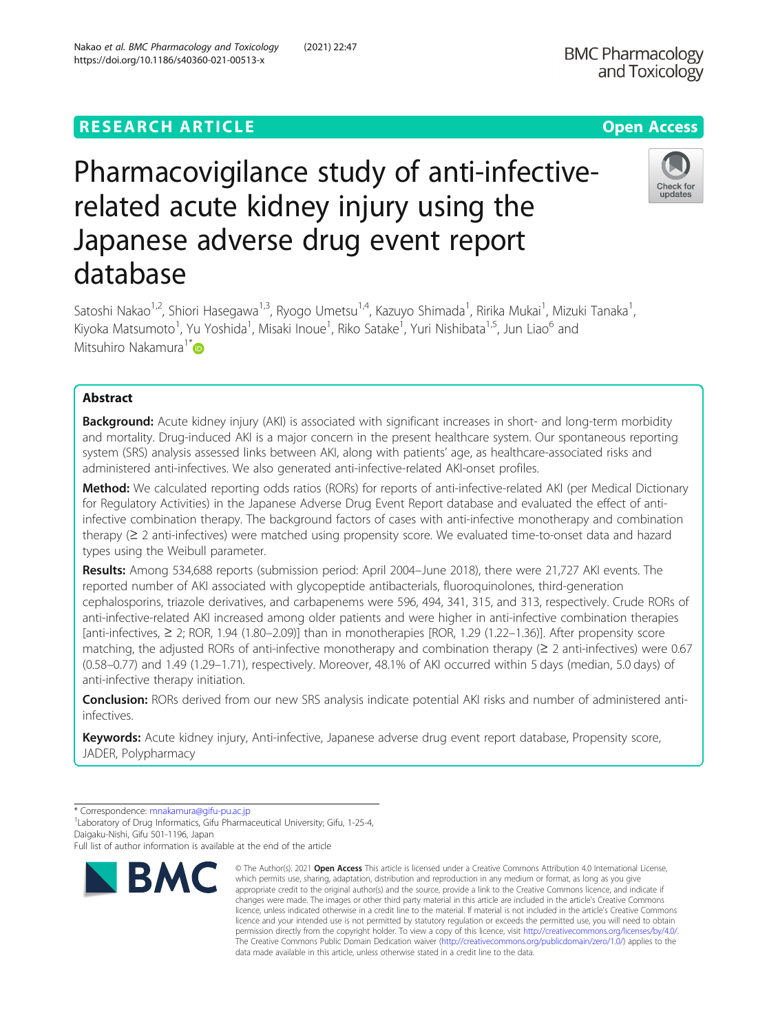RESEARCH ARTICLE

Open Access

# Pharmacovigilance study of anti-infective-related acute kidney injury using the Japanese adverse drug event report database

Satoshi Nakao[1,2], Shiori Hasegawa[1,3], Ryogo Umetsu[1,4], Kazuyo Shimada[1], Ririka Mukai[1], Mizuki Tanaka[1], Kiyoka Matsumoto[1], Yu Yoshida[1], Misaki Inoue[1], Riko Satake[1], Yuri Nishibata[1,5], Jun Liao[6] and Mitsuhiro Nakamura[1*]

## Abstract

**Background:** Acute kidney injury (AKI) is associated with significant increases in short- and long-term morbidity and mortality. Drug-induced AKI is a major concern in the present healthcare system. Our spontaneous reporting system (SRS) analysis assessed links between AKI, along with patients' age, as healthcare-associated risks and administered anti-infectives. We also generated anti-infective-related AKI-onset profiles.

**Method:** We calculated reporting odds ratios (RORs) for reports of anti-infective-related AKI (per Medical Dictionary for Regulatory Activities) in the Japanese Adverse Drug Event Report database and evaluated the effect of anti-infective combination therapy. The background factors of cases with anti-infective monotherapy and combination therapy (≥ 2 anti-infectives) were matched using propensity score. We evaluated time-to-onset data and hazard types using the Weibull parameter.

**Results:** Among 534,688 reports (submission period: April 2004–June 2018), there were 21,727 AKI events. The reported number of AKI associated with glycopeptide antibacterials, fluoroquinolones, third-generation cephalosporins, triazole derivatives, and carbapenems were 596, 494, 341, 315, and 313, respectively. Crude RORs of anti-infective-related AKI increased among older patients and were higher in anti-infective combination therapies [anti-infectives, ≥ 2; ROR, 1.94 (1.80–2.09)] than in monotherapies [ROR, 1.29 (1.22–1.36)]. After propensity score matching, the adjusted RORs of anti-infective monotherapy and combination therapy (≥ 2 anti-infectives) were 0.67 (0.58–0.77) and 1.49 (1.29–1.71), respectively. Moreover, 48.1% of AKI occurred within 5 days (median, 5.0 days) of anti-infective therapy initiation.

**Conclusion:** RORs derived from our new SRS analysis indicate potential AKI risks and number of administered anti-infectives.

**Keywords:** Acute kidney injury, Anti-infective, Japanese adverse drug event report database, Propensity score, JADER, Polypharmacy

\* Correspondence: mnakamura@gifu-pu.ac.jp
[1]Laboratory of Drug Informatics, Gifu Pharmaceutical University; Gifu, 1-25-4, Daigaku-Nishi, Gifu 501-1196, Japan
Full list of author information is available at the end of the article

© The Author(s). 2021 **Open Access** This article is licensed under a Creative Commons Attribution 4.0 International License, which permits use, sharing, adaptation, distribution and reproduction in any medium or format, as long as you give appropriate credit to the original author(s) and the source, provide a link to the Creative Commons licence, and indicate if changes were made. The images or other third party material in this article are included in the article's Creative Commons licence, unless indicated otherwise in a credit line to the material. If material is not included in the article's Creative Commons licence and your intended use is not permitted by statutory regulation or exceeds the permitted use, you will need to obtain permission directly from the copyright holder. To view a copy of this licence, visit http://creativecommons.org/licenses/by/4.0/. The Creative Commons Public Domain Dedication waiver (http://creativecommons.org/publicdomain/zero/1.0/) applies to the data made available in this article, unless otherwise stated in a credit line to the data.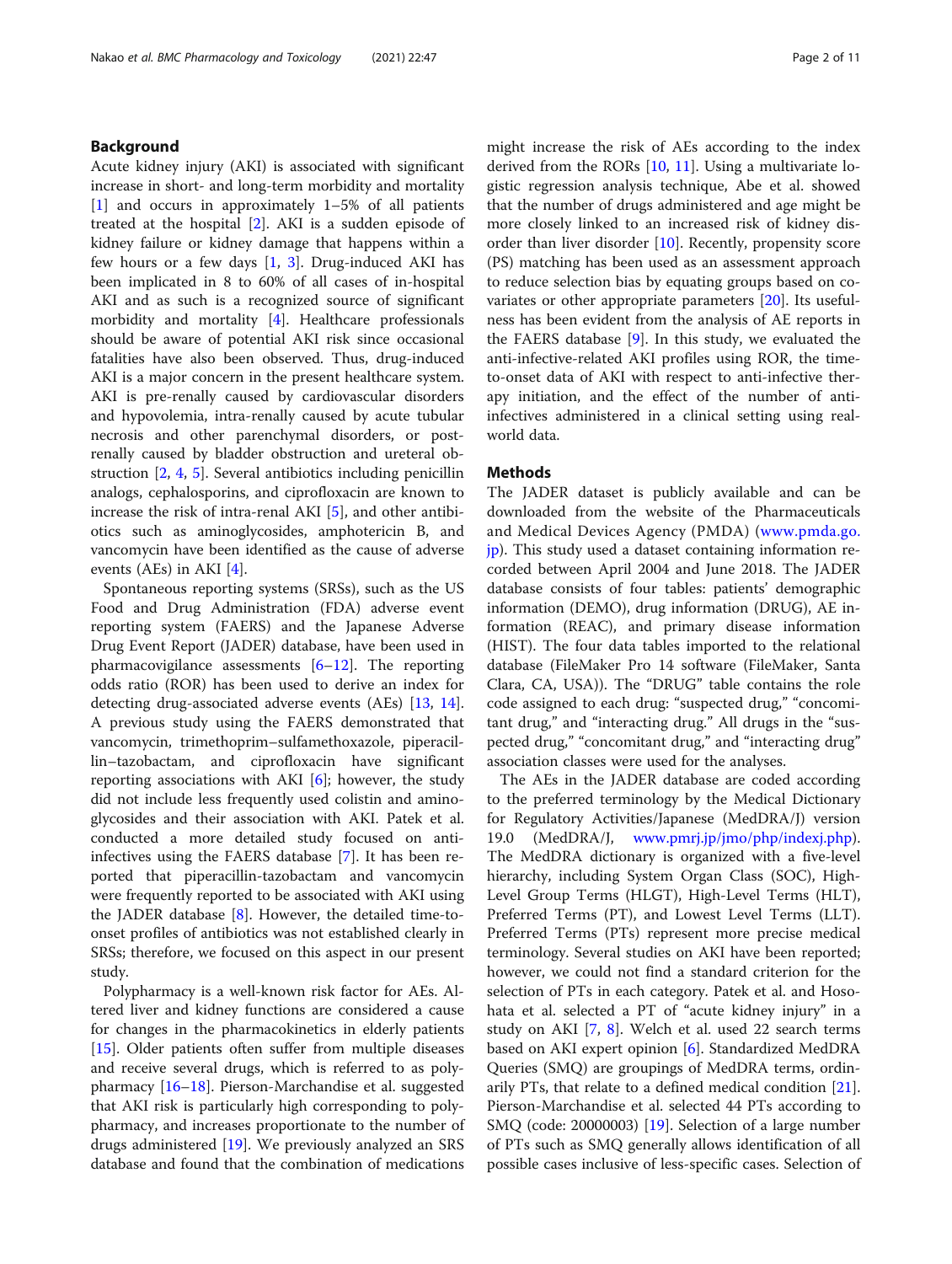## Background

Acute kidney injury (AKI) is associated with significant increase in short- and long-term morbidity and mortality [1] and occurs in approximately 1–5% of all patients treated at the hospital [2]. AKI is a sudden episode of kidney failure or kidney damage that happens within a few hours or a few days [1, 3]. Drug-induced AKI has been implicated in 8 to 60% of all cases of in-hospital AKI and as such is a recognized source of significant morbidity and mortality [4]. Healthcare professionals should be aware of potential AKI risk since occasional fatalities have also been observed. Thus, drug-induced AKI is a major concern in the present healthcare system. AKI is pre-renally caused by cardiovascular disorders and hypovolemia, intra-renally caused by acute tubular necrosis and other parenchymal disorders, or post-renally caused by bladder obstruction and ureteral obstruction [2, 4, 5]. Several antibiotics including penicillin analogs, cephalosporins, and ciprofloxacin are known to increase the risk of intra-renal AKI [5], and other antibiotics such as aminoglycosides, amphotericin B, and vancomycin have been identified as the cause of adverse events (AEs) in AKI [4].

Spontaneous reporting systems (SRSs), such as the US Food and Drug Administration (FDA) adverse event reporting system (FAERS) and the Japanese Adverse Drug Event Report (JADER) database, have been used in pharmacovigilance assessments [6–12]. The reporting odds ratio (ROR) has been used to derive an index for detecting drug-associated adverse events (AEs) [13, 14]. A previous study using the FAERS demonstrated that vancomycin, trimethoprim–sulfamethoxazole, piperacillin–tazobactam, and ciprofloxacin have significant reporting associations with AKI [6]; however, the study did not include less frequently used colistin and aminoglycosides and their association with AKI. Patek et al. conducted a more detailed study focused on anti-infectives using the FAERS database [7]. It has been reported that piperacillin-tazobactam and vancomycin were frequently reported to be associated with AKI using the JADER database [8]. However, the detailed time-to-onset profiles of antibiotics was not established clearly in SRSs; therefore, we focused on this aspect in our present study.

Polypharmacy is a well-known risk factor for AEs. Altered liver and kidney functions are considered a cause for changes in the pharmacokinetics in elderly patients [15]. Older patients often suffer from multiple diseases and receive several drugs, which is referred to as polypharmacy [16–18]. Pierson-Marchandise et al. suggested that AKI risk is particularly high corresponding to polypharmacy, and increases proportionate to the number of drugs administered [19]. We previously analyzed an SRS database and found that the combination of medications might increase the risk of AEs according to the index derived from the RORs [10, 11]. Using a multivariate logistic regression analysis technique, Abe et al. showed that the number of drugs administered and age might be more closely linked to an increased risk of kidney disorder than liver disorder [10]. Recently, propensity score (PS) matching has been used as an assessment approach to reduce selection bias by equating groups based on covariates or other appropriate parameters [20]. Its usefulness has been evident from the analysis of AE reports in the FAERS database [9]. In this study, we evaluated the anti-infective-related AKI profiles using ROR, the time-to-onset data of AKI with respect to anti-infective therapy initiation, and the effect of the number of anti-infectives administered in a clinical setting using real-world data.

## Methods

The JADER dataset is publicly available and can be downloaded from the website of the Pharmaceuticals and Medical Devices Agency (PMDA) (www.pmda.go.jp). This study used a dataset containing information recorded between April 2004 and June 2018. The JADER database consists of four tables: patients' demographic information (DEMO), drug information (DRUG), AE information (REAC), and primary disease information (HIST). The four data tables imported to the relational database (FileMaker Pro 14 software (FileMaker, Santa Clara, CA, USA)). The "DRUG" table contains the role code assigned to each drug: "suspected drug," "concomitant drug," and "interacting drug." All drugs in the "suspected drug," "concomitant drug," and "interacting drug" association classes were used for the analyses.

The AEs in the JADER database are coded according to the preferred terminology by the Medical Dictionary for Regulatory Activities/Japanese (MedDRA/J) version 19.0 (MedDRA/J, www.pmrj.jp/jmo/php/indexj.php). The MedDRA dictionary is organized with a five-level hierarchy, including System Organ Class (SOC), High-Level Group Terms (HLGT), High-Level Terms (HLT), Preferred Terms (PT), and Lowest Level Terms (LLT). Preferred Terms (PTs) represent more precise medical terminology. Several studies on AKI have been reported; however, we could not find a standard criterion for the selection of PTs in each category. Patek et al. and Hosohata et al. selected a PT of "acute kidney injury" in a study on AKI [7, 8]. Welch et al. used 22 search terms based on AKI expert opinion [6]. Standardized MedDRA Queries (SMQ) are groupings of MedDRA terms, ordinarily PTs, that relate to a defined medical condition [21]. Pierson-Marchandise et al. selected 44 PTs according to SMQ (code: 20000003) [19]. Selection of a large number of PTs such as SMQ generally allows identification of all possible cases inclusive of less-specific cases. Selection of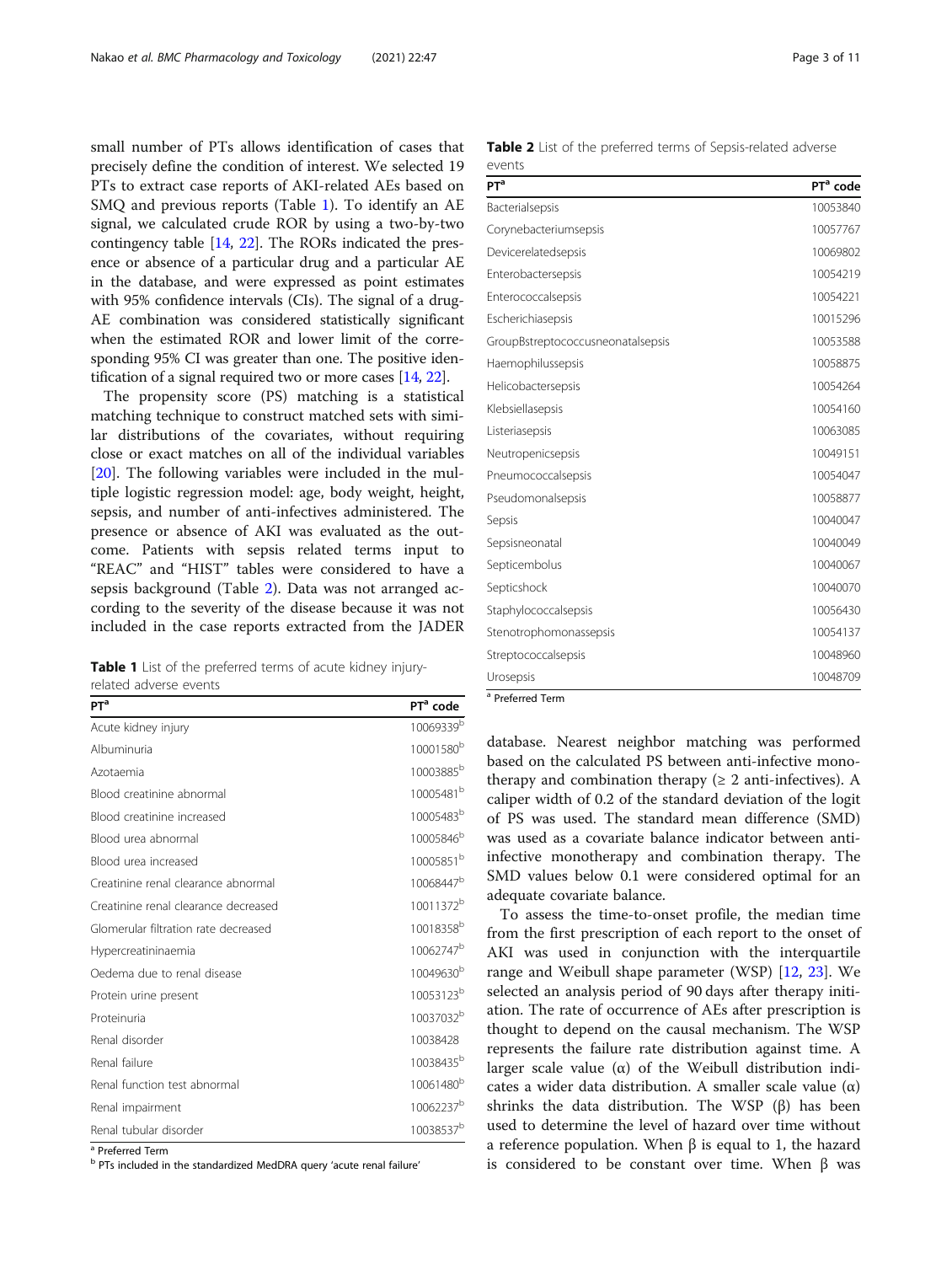small number of PTs allows identification of cases that precisely define the condition of interest. We selected 19 PTs to extract case reports of AKI-related AEs based on SMQ and previous reports (Table 1). To identify an AE signal, we calculated crude ROR by using a two-by-two contingency table [14, 22]. The RORs indicated the presence or absence of a particular drug and a particular AE in the database, and were expressed as point estimates with 95% confidence intervals (CIs). The signal of a drug-AE combination was considered statistically significant when the estimated ROR and lower limit of the corresponding 95% CI was greater than one. The positive identification of a signal required two or more cases [14, 22].

The propensity score (PS) matching is a statistical matching technique to construct matched sets with similar distributions of the covariates, without requiring close or exact matches on all of the individual variables [20]. The following variables were included in the multiple logistic regression model: age, body weight, height, sepsis, and number of anti-infectives administered. The presence or absence of AKI was evaluated as the outcome. Patients with sepsis related terms input to "REAC" and "HIST" tables were considered to have a sepsis background (Table 2). Data was not arranged according to the severity of the disease because it was not included in the case reports extracted from the JADER database. Nearest neighbor matching was performed based on the calculated PS between anti-infective monotherapy and combination therapy (≥ 2 anti-infectives). A caliper width of 0.2 of the standard deviation of the logit of PS was used. The standard mean difference (SMD) was used as a covariate balance indicator between anti-infective monotherapy and combination therapy. The SMD values below 0.1 were considered optimal for an adequate covariate balance.

To assess the time-to-onset profile, the median time from the first prescription of each report to the onset of AKI was used in conjunction with the interquartile range and Weibull shape parameter (WSP) [12, 23]. We selected an analysis period of 90 days after therapy initiation. The rate of occurrence of AEs after prescription is thought to depend on the causal mechanism. The WSP represents the failure rate distribution against time. A larger scale value ($\alpha$) of the Weibull distribution indicates a wider data distribution. A smaller scale value ($\alpha$) shrinks the data distribution. The WSP ($\beta$) has been used to determine the level of hazard over time without a reference population. When $\beta$ is equal to 1, the hazard is considered to be constant over time. When $\beta$ was

**Table 1** List of the preferred terms of acute kidney injury-related adverse events

| PT[a] | PT[a] code |
|---|---|
| Acute kidney injury | 10069339[b] |
| Albuminuria | 10001580[b] |
| Azotaemia | 10003885[b] |
| Blood creatinine abnormal | 10005481[b] |
| Blood creatinine increased | 10005483[b] |
| Blood urea abnormal | 10005846[b] |
| Blood urea increased | 10005851[b] |
| Creatinine renal clearance abnormal | 10068447[b] |
| Creatinine renal clearance decreased | 10011372[b] |
| Glomerular filtration rate decreased | 10018358[b] |
| Hypercreatininaemia | 10062747[b] |
| Oedema due to renal disease | 10049630[b] |
| Protein urine present | 10053123[b] |
| Proteinuria | 10037032[b] |
| Renal disorder | 10038428 |
| Renal failure | 10038435[b] |
| Renal function test abnormal | 10061480[b] |
| Renal impairment | 10062237[b] |
| Renal tubular disorder | 10038537[b] |

[a] Preferred Term

[b] PTs included in the standardized MedDRA query 'acute renal failure'

**Table 2** List of the preferred terms of Sepsis-related adverse events

| PT[a] | PT[a] code |
|---|---|
| Bacterialsepsis | 10053840 |
| Corynebacteriumsepsis | 10057767 |
| Devicerelatedsepsis | 10069802 |
| Enterobactersepsis | 10054219 |
| Enterococcalsepsis | 10054221 |
| Escherichiasepsis | 10015296 |
| GroupBstreptococcusneonatalsepsis | 10053588 |
| Haemophilussepsis | 10058875 |
| Helicobactersepsis | 10054264 |
| Klebsiellasepsis | 10054160 |
| Listeriasepsis | 10063085 |
| Neutropenicsepsis | 10049151 |
| Pneumococcalsepsis | 10054047 |
| Pseudomonalsepsis | 10058877 |
| Sepsis | 10040047 |
| Sepsisneonatal | 10040049 |
| Septicembolus | 10040067 |
| Septicshock | 10040070 |
| Staphylococcalsepsis | 10056430 |
| Stenotrophomonassepsis | 10054137 |
| Streptococcalsepsis | 10048960 |
| Urosepsis | 10048709 |

[a] Preferred Term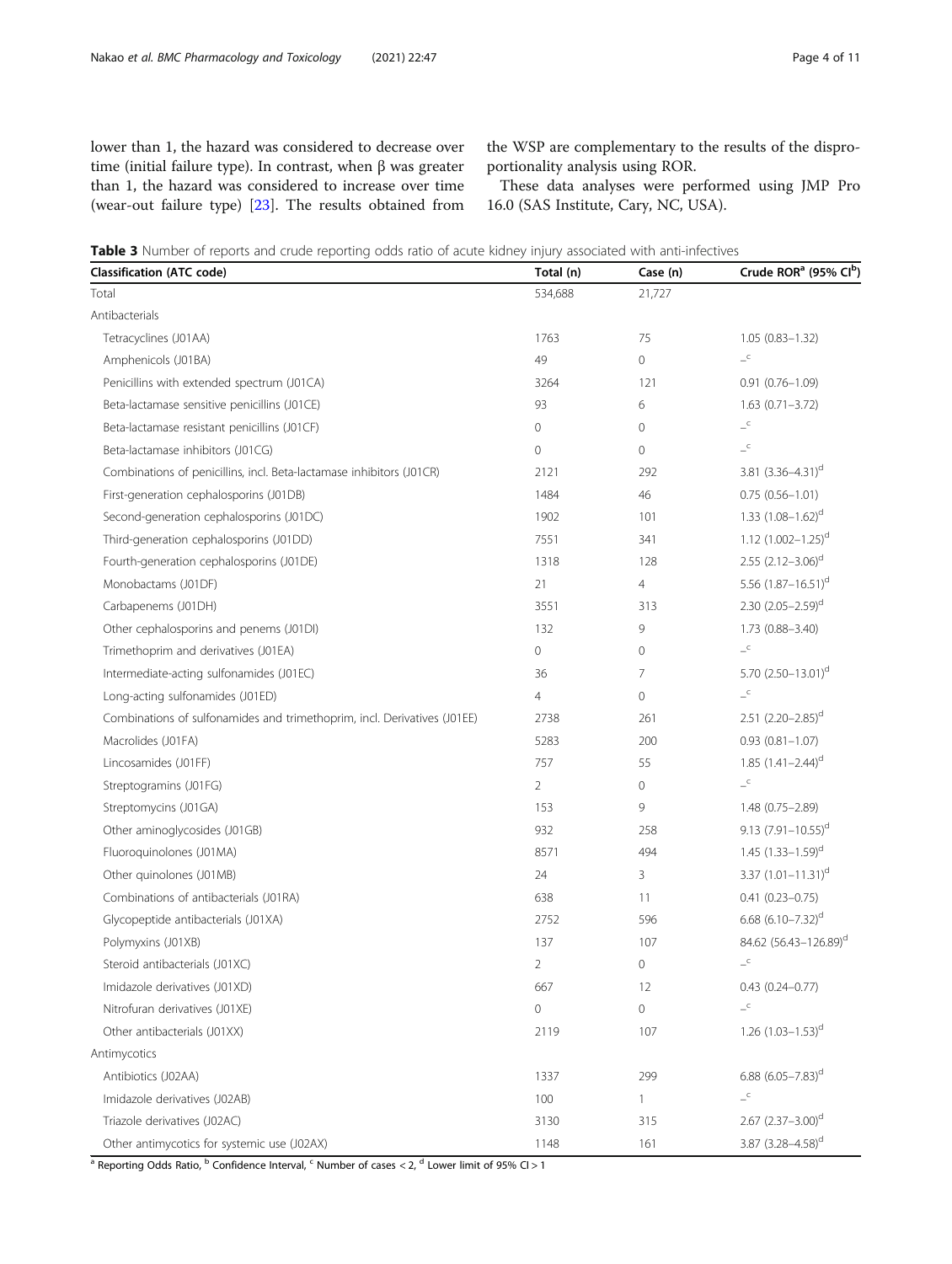lower than 1, the hazard was considered to decrease over time (initial failure type). In contrast, when β was greater than 1, the hazard was considered to increase over time (wear-out failure type) [23]. The results obtained from the WSP are complementary to the results of the disproportionality analysis using ROR.

These data analyses were performed using JMP Pro 16.0 (SAS Institute, Cary, NC, USA).

**Table 3** Number of reports and crude reporting odds ratio of acute kidney injury associated with anti-infectives

| Classification (ATC code) | Total (n) | Case (n) | Crude ROR[a] (95% CI[b]) |
|---|---|---|---|
| Total | 534,688 | 21,727 | |
| Antibacterials | | | |
| Tetracyclines (J01AA) | 1763 | 75 | 1.05 (0.83–1.32) |
| Amphenicols (J01BA) | 49 | 0 | –[c] |
| Penicillins with extended spectrum (J01CA) | 3264 | 121 | 0.91 (0.76–1.09) |
| Beta-lactamase sensitive penicillins (J01CE) | 93 | 6 | 1.63 (0.71–3.72) |
| Beta-lactamase resistant penicillins (J01CF) | 0 | 0 | –[c] |
| Beta-lactamase inhibitors (J01CG) | 0 | 0 | –[c] |
| Combinations of penicillins, incl. Beta-lactamase inhibitors (J01CR) | 2121 | 292 | 3.81 (3.36–4.31)[d] |
| First-generation cephalosporins (J01DB) | 1484 | 46 | 0.75 (0.56–1.01) |
| Second-generation cephalosporins (J01DC) | 1902 | 101 | 1.33 (1.08–1.62)[d] |
| Third-generation cephalosporins (J01DD) | 7551 | 341 | 1.12 (1.002–1.25)[d] |
| Fourth-generation cephalosporins (J01DE) | 1318 | 128 | 2.55 (2.12–3.06)[d] |
| Monobactams (J01DF) | 21 | 4 | 5.56 (1.87–16.51)[d] |
| Carbapenems (J01DH) | 3551 | 313 | 2.30 (2.05–2.59)[d] |
| Other cephalosporins and penems (J01DI) | 132 | 9 | 1.73 (0.88–3.40) |
| Trimethoprim and derivatives (J01EA) | 0 | 0 | –[c] |
| Intermediate-acting sulfonamides (J01EC) | 36 | 7 | 5.70 (2.50–13.01)[d] |
| Long-acting sulfonamides (J01ED) | 4 | 0 | –[c] |
| Combinations of sulfonamides and trimethoprim, incl. Derivatives (J01EE) | 2738 | 261 | 2.51 (2.20–2.85)[d] |
| Macrolides (J01FA) | 5283 | 200 | 0.93 (0.81–1.07) |
| Lincosamides (J01FF) | 757 | 55 | 1.85 (1.41–2.44)[d] |
| Streptogramins (J01FG) | 2 | 0 | –[c] |
| Streptomycins (J01GA) | 153 | 9 | 1.48 (0.75–2.89) |
| Other aminoglycosides (J01GB) | 932 | 258 | 9.13 (7.91–10.55)[d] |
| Fluoroquinolones (J01MA) | 8571 | 494 | 1.45 (1.33–1.59)[d] |
| Other quinolones (J01MB) | 24 | 3 | 3.37 (1.01–11.31)[d] |
| Combinations of antibacterials (J01RA) | 638 | 11 | 0.41 (0.23–0.75) |
| Glycopeptide antibacterials (J01XA) | 2752 | 596 | 6.68 (6.10–7.32)[d] |
| Polymyxins (J01XB) | 137 | 107 | 84.62 (56.43–126.89)[d] |
| Steroid antibacterials (J01XC) | 2 | 0 | –[c] |
| Imidazole derivatives (J01XD) | 667 | 12 | 0.43 (0.24–0.77) |
| Nitrofuran derivatives (J01XE) | 0 | 0 | –[c] |
| Other antibacterials (J01XX) | 2119 | 107 | 1.26 (1.03–1.53)[d] |
| Antimycotics | | | |
| Antibiotics (J02AA) | 1337 | 299 | 6.88 (6.05–7.83)[d] |
| Imidazole derivatives (J02AB) | 100 | 1 | –[c] |
| Triazole derivatives (J02AC) | 3130 | 315 | 2.67 (2.37–3.00)[d] |
| Other antimycotics for systemic use (J02AX) | 1148 | 161 | 3.87 (3.28–4.58)[d] |

[a] Reporting Odds Ratio, [b] Confidence Interval, [c] Number of cases < 2, [d] Lower limit of 95% CI > 1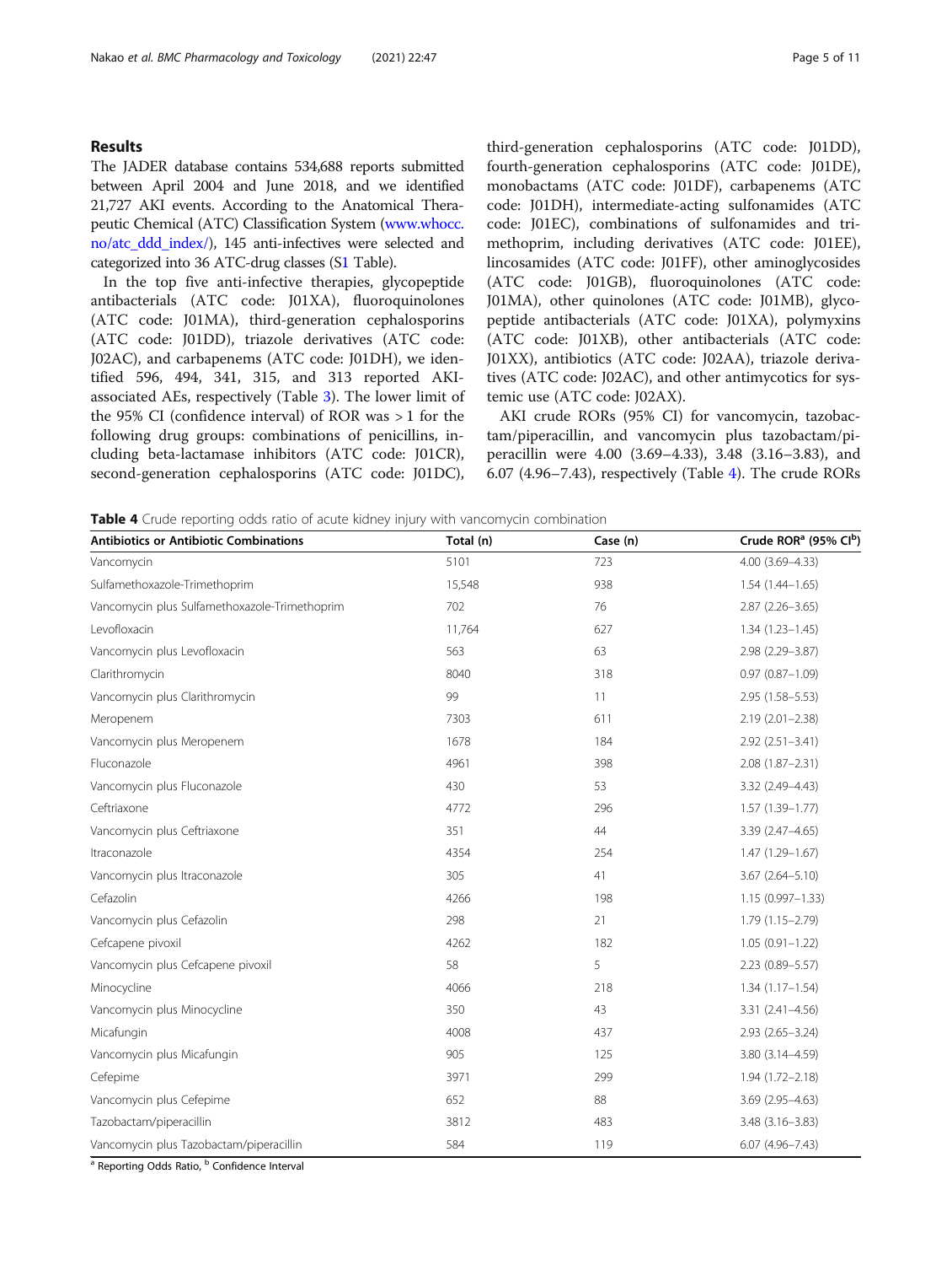## Results

The JADER database contains 534,688 reports submitted between April 2004 and June 2018, and we identified 21,727 AKI events. According to the Anatomical Therapeutic Chemical (ATC) Classification System (www.whocc.no/atc_ddd_index/), 145 anti-infectives were selected and categorized into 36 ATC-drug classes (S1 Table).

In the top five anti-infective therapies, glycopeptide antibacterials (ATC code: J01XA), fluoroquinolones (ATC code: J01MA), third-generation cephalosporins (ATC code: J01DD), triazole derivatives (ATC code: J02AC), and carbapenems (ATC code: J01DH), we identified 596, 494, 341, 315, and 313 reported AKI-associated AEs, respectively (Table 3). The lower limit of the 95% CI (confidence interval) of ROR was > 1 for the following drug groups: combinations of penicillins, including beta-lactamase inhibitors (ATC code: J01CR), second-generation cephalosporins (ATC code: J01DC), third-generation cephalosporins (ATC code: J01DD), fourth-generation cephalosporins (ATC code: J01DE), monobactams (ATC code: J01DF), carbapenems (ATC code: J01DH), intermediate-acting sulfonamides (ATC code: J01EC), combinations of sulfonamides and trimethoprim, including derivatives (ATC code: J01EE), lincosamides (ATC code: J01FF), other aminoglycosides (ATC code: J01GB), fluoroquinolones (ATC code: J01MA), other quinolones (ATC code: J01MB), glycopeptide antibacterials (ATC code: J01XA), polymyxins (ATC code: J01XB), other antibacterials (ATC code: J01XX), antibiotics (ATC code: J02AA), triazole derivatives (ATC code: J02AC), and other antimycotics for systemic use (ATC code: J02AX).

AKI crude RORs (95% CI) for vancomycin, tazobactam/piperacillin, and vancomycin plus tazobactam/piperacillin were 4.00 (3.69–4.33), 3.48 (3.16–3.83), and 6.07 (4.96–7.43), respectively (Table 4). The crude RORs

**Table 4** Crude reporting odds ratio of acute kidney injury with vancomycin combination

| Antibiotics or Antibiotic Combinations | Total (n) | Case (n) | Crude ROR[a] (95% CI[b]) |
|---|---|---|---|
| Vancomycin | 5101 | 723 | 4.00 (3.69–4.33) |
| Sulfamethoxazole-Trimethoprim | 15,548 | 938 | 1.54 (1.44–1.65) |
| Vancomycin plus Sulfamethoxazole-Trimethoprim | 702 | 76 | 2.87 (2.26–3.65) |
| Levofloxacin | 11,764 | 627 | 1.34 (1.23–1.45) |
| Vancomycin plus Levofloxacin | 563 | 63 | 2.98 (2.29–3.87) |
| Clarithromycin | 8040 | 318 | 0.97 (0.87–1.09) |
| Vancomycin plus Clarithromycin | 99 | 11 | 2.95 (1.58–5.53) |
| Meropenem | 7303 | 611 | 2.19 (2.01–2.38) |
| Vancomycin plus Meropenem | 1678 | 184 | 2.92 (2.51–3.41) |
| Fluconazole | 4961 | 398 | 2.08 (1.87–2.31) |
| Vancomycin plus Fluconazole | 430 | 53 | 3.32 (2.49–4.43) |
| Ceftriaxone | 4772 | 296 | 1.57 (1.39–1.77) |
| Vancomycin plus Ceftriaxone | 351 | 44 | 3.39 (2.47–4.65) |
| Itraconazole | 4354 | 254 | 1.47 (1.29–1.67) |
| Vancomycin plus Itraconazole | 305 | 41 | 3.67 (2.64–5.10) |
| Cefazolin | 4266 | 198 | 1.15 (0.997–1.33) |
| Vancomycin plus Cefazolin | 298 | 21 | 1.79 (1.15–2.79) |
| Cefcapene pivoxil | 4262 | 182 | 1.05 (0.91–1.22) |
| Vancomycin plus Cefcapene pivoxil | 58 | 5 | 2.23 (0.89–5.57) |
| Minocycline | 4066 | 218 | 1.34 (1.17–1.54) |
| Vancomycin plus Minocycline | 350 | 43 | 3.31 (2.41–4.56) |
| Micafungin | 4008 | 437 | 2.93 (2.65–3.24) |
| Vancomycin plus Micafungin | 905 | 125 | 3.80 (3.14–4.59) |
| Cefepime | 3971 | 299 | 1.94 (1.72–2.18) |
| Vancomycin plus Cefepime | 652 | 88 | 3.69 (2.95–4.63) |
| Tazobactam/piperacillin | 3812 | 483 | 3.48 (3.16–3.83) |
| Vancomycin plus Tazobactam/piperacillin | 584 | 119 | 6.07 (4.96–7.43) |

[a] Reporting Odds Ratio, [b] Confidence Interval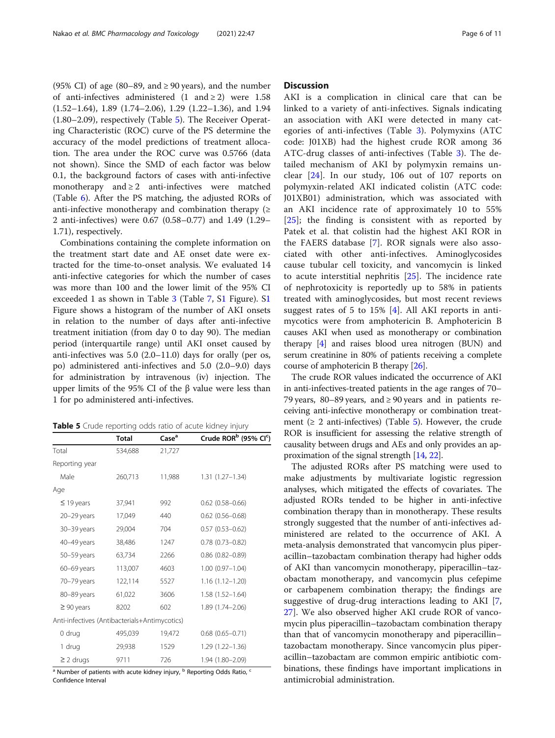(95% CI) of age (80–89, and ≥ 90 years), and the number of anti-infectives administered (1 and ≥ 2) were 1.58 (1.52–1.64), 1.89 (1.74–2.06), 1.29 (1.22–1.36), and 1.94 (1.80–2.09), respectively (Table 5). The Receiver Operating Characteristic (ROC) curve of the PS determine the accuracy of the model predictions of treatment allocation. The area under the ROC curve was 0.5766 (data not shown). Since the SMD of each factor was below 0.1, the background factors of cases with anti-infective monotherapy and ≥ 2 anti-infectives were matched (Table 6). After the PS matching, the adjusted RORs of anti-infective monotherapy and combination therapy (≥ 2 anti-infectives) were 0.67 (0.58–0.77) and 1.49 (1.29–1.71), respectively.

Combinations containing the complete information on the treatment start date and AE onset date were extracted for the time-to-onset analysis. We evaluated 14 anti-infective categories for which the number of cases was more than 100 and the lower limit of the 95% CI exceeded 1 as shown in Table 3 (Table 7, S1 Figure). S1 Figure shows a histogram of the number of AKI onsets in relation to the number of days after anti-infective treatment initiation (from day 0 to day 90). The median period (interquartile range) until AKI onset caused by anti-infectives was 5.0 (2.0–11.0) days for orally (per os, po) administered anti-infectives and 5.0 (2.0–9.0) days for administration by intravenous (iv) injection. The upper limits of the 95% CI of the β value were less than 1 for po administered anti-infectives.

**Table 5** Crude reporting odds ratio of acute kidney injury

| | Total | Case[a] | Crude ROR[b] (95% CI[c]) |
|---|---|---|---|
| Total | 534,688 | 21,727 | |
| Reporting year | | | |
| Male | 260,713 | 11,988 | 1.31 (1.27–1.34) |
| Age | | | |
| ≤ 19 years | 37,941 | 992 | 0.62 (0.58–0.66) |
| 20–29 years | 17,049 | 440 | 0.62 (0.56–0.68) |
| 30–39 years | 29,004 | 704 | 0.57 (0.53–0.62) |
| 40–49 years | 38,486 | 1247 | 0.78 (0.73–0.82) |
| 50–59 years | 63,734 | 2266 | 0.86 (0.82–0.89) |
| 60–69 years | 113,007 | 4603 | 1.00 (0.97–1.04) |
| 70–79 years | 122,114 | 5527 | 1.16 (1.12–1.20) |
| 80–89 years | 61,022 | 3606 | 1.58 (1.52–1.64) |
| ≥ 90 years | 8202 | 602 | 1.89 (1.74–2.06) |
| Anti-infectives (Antibacterials+Antimycotics) | | | |
| 0 drug | 495,039 | 19,472 | 0.68 (0.65–0.71) |
| 1 drug | 29,938 | 1529 | 1.29 (1.22–1.36) |
| ≥ 2 drugs | 9711 | 726 | 1.94 (1.80–2.09) |

[a] Number of patients with acute kidney injury, [b] Reporting Odds Ratio, [c] Confidence Interval

## Discussion

AKI is a complication in clinical care that can be linked to a variety of anti-infectives. Signals indicating an association with AKI were detected in many categories of anti-infectives (Table 3). Polymyxins (ATC code: J01XB) had the highest crude ROR among 36 ATC-drug classes of anti-infectives (Table 3). The detailed mechanism of AKI by polymyxin remains unclear [24]. In our study, 106 out of 107 reports on polymyxin-related AKI indicated colistin (ATC code: J01XB01) administration, which was associated with an AKI incidence rate of approximately 10 to 55% [25]; the finding is consistent with as reported by Patek et al. that colistin had the highest AKI ROR in the FAERS database [7]. ROR signals were also associated with other anti-infectives. Aminoglycosides cause tubular cell toxicity, and vancomycin is linked to acute interstitial nephritis [25]. The incidence rate of nephrotoxicity is reportedly up to 58% in patients treated with aminoglycosides, but most recent reviews suggest rates of 5 to 15% [4]. All AKI reports in antimycotics were from amphotericin B. Amphotericin B causes AKI when used as monotherapy or combination therapy [4] and raises blood urea nitrogen (BUN) and serum creatinine in 80% of patients receiving a complete course of amphotericin B therapy [26].

The crude ROR values indicated the occurrence of AKI in anti-infectives-treated patients in the age ranges of 70–79 years, 80–89 years, and ≥ 90 years and in patients receiving anti-infective monotherapy or combination treatment (≥ 2 anti-infectives) (Table 5). However, the crude ROR is insufficient for assessing the relative strength of causality between drugs and AEs and only provides an approximation of the signal strength [14, 22].

The adjusted RORs after PS matching were used to make adjustments by multivariate logistic regression analyses, which mitigated the effects of covariates. The adjusted RORs tended to be higher in anti-infective combination therapy than in monotherapy. These results strongly suggested that the number of anti-infectives administered are related to the occurrence of AKI. A meta-analysis demonstrated that vancomycin plus piperacillin–tazobactam combination therapy had higher odds of AKI than vancomycin monotherapy, piperacillin–tazobactam monotherapy, and vancomycin plus cefepime or carbapenem combination therapy; the findings are suggestive of drug-drug interactions leading to AKI [7, 27]. We also observed higher AKI crude ROR of vancomycin plus piperacillin–tazobactam combination therapy than that of vancomycin monotherapy and piperacillin–tazobactam monotherapy. Since vancomycin plus piperacillin–tazobactam are common empiric antibiotic combinations, these findings have important implications in antimicrobial administration.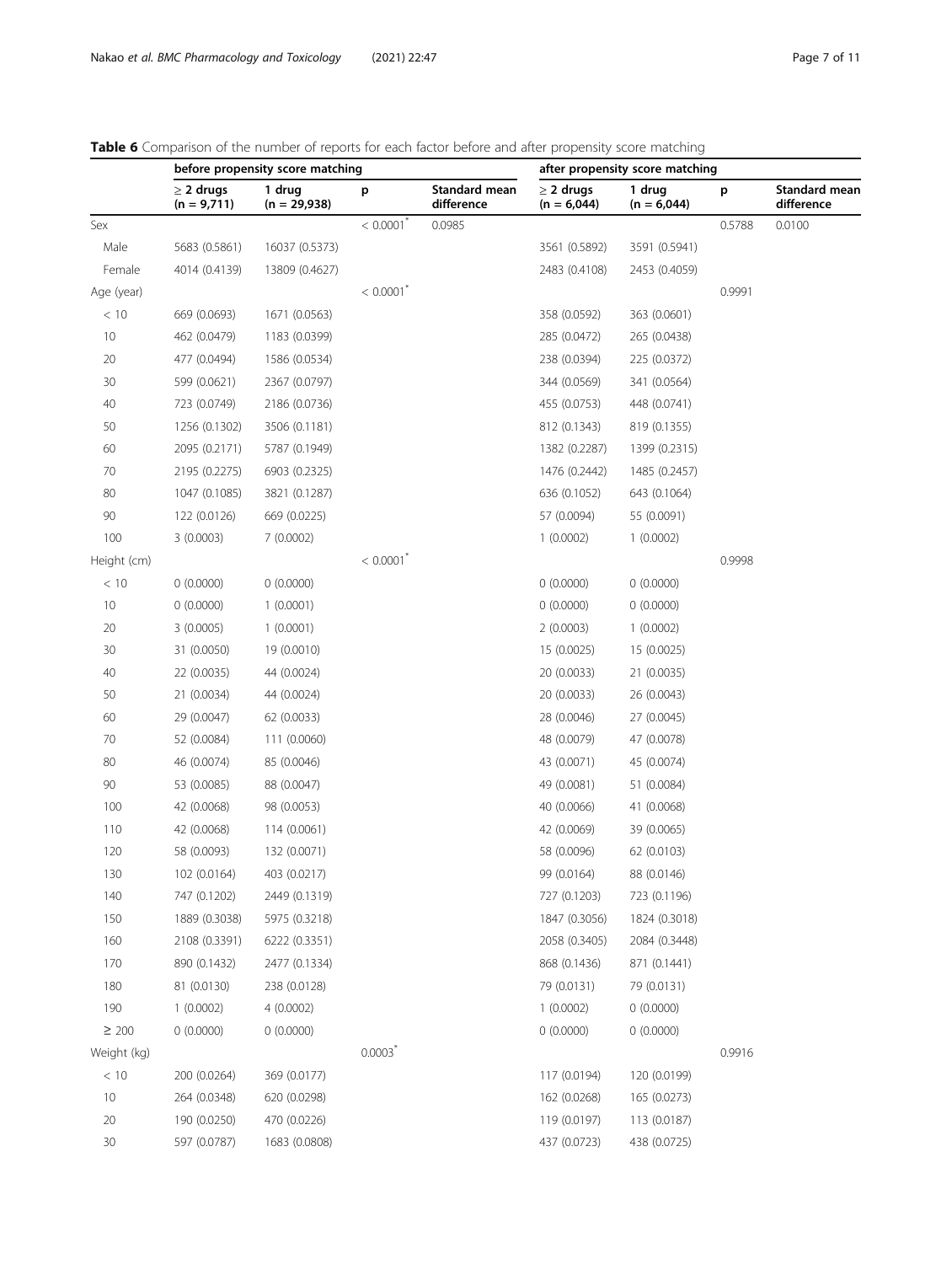**Table 6** Comparison of the number of reports for each factor before and after propensity score matching

| | before propensity score matching | | | | after propensity score matching | | | |
|---|---|---|---|---|---|---|---|---|
| | ≥ 2 drugs (n = 9,711) | 1 drug (n = 29,938) | p | Standard mean difference | ≥ 2 drugs (n = 6,044) | 1 drug (n = 6,044) | p | Standard mean difference |
| Sex | | | < 0.0001* | 0.0985 | | | 0.5788 | 0.0100 |
| Male | 5683 (0.5861) | 16037 (0.5373) | | | 3561 (0.5892) | 3591 (0.5941) | | |
| Female | 4014 (0.4139) | 13809 (0.4627) | | | 2483 (0.4108) | 2453 (0.4059) | | |
| Age (year) | | | < 0.0001* | | | | 0.9991 | |
| < 10 | 669 (0.0693) | 1671 (0.0563) | | | 358 (0.0592) | 363 (0.0601) | | |
| 10 | 462 (0.0479) | 1183 (0.0399) | | | 285 (0.0472) | 265 (0.0438) | | |
| 20 | 477 (0.0494) | 1586 (0.0534) | | | 238 (0.0394) | 225 (0.0372) | | |
| 30 | 599 (0.0621) | 2367 (0.0797) | | | 344 (0.0569) | 341 (0.0564) | | |
| 40 | 723 (0.0749) | 2186 (0.0736) | | | 455 (0.0753) | 448 (0.0741) | | |
| 50 | 1256 (0.1302) | 3506 (0.1181) | | | 812 (0.1343) | 819 (0.1355) | | |
| 60 | 2095 (0.2171) | 5787 (0.1949) | | | 1382 (0.2287) | 1399 (0.2315) | | |
| 70 | 2195 (0.2275) | 6903 (0.2325) | | | 1476 (0.2442) | 1485 (0.2457) | | |
| 80 | 1047 (0.1085) | 3821 (0.1287) | | | 636 (0.1052) | 643 (0.1064) | | |
| 90 | 122 (0.0126) | 669 (0.0225) | | | 57 (0.0094) | 55 (0.0091) | | |
| 100 | 3 (0.0003) | 7 (0.0002) | | | 1 (0.0002) | 1 (0.0002) | | |
| Height (cm) | | | < 0.0001* | | | | 0.9998 | |
| < 10 | 0 (0.0000) | 0 (0.0000) | | | 0 (0.0000) | 0 (0.0000) | | |
| 10 | 0 (0.0000) | 1 (0.0001) | | | 0 (0.0000) | 0 (0.0000) | | |
| 20 | 3 (0.0005) | 1 (0.0001) | | | 2 (0.0003) | 1 (0.0002) | | |
| 30 | 31 (0.0050) | 19 (0.0010) | | | 15 (0.0025) | 15 (0.0025) | | |
| 40 | 22 (0.0035) | 44 (0.0024) | | | 20 (0.0033) | 21 (0.0035) | | |
| 50 | 21 (0.0034) | 44 (0.0024) | | | 20 (0.0033) | 26 (0.0043) | | |
| 60 | 29 (0.0047) | 62 (0.0033) | | | 28 (0.0046) | 27 (0.0045) | | |
| 70 | 52 (0.0084) | 111 (0.0060) | | | 48 (0.0079) | 47 (0.0078) | | |
| 80 | 46 (0.0074) | 85 (0.0046) | | | 43 (0.0071) | 45 (0.0074) | | |
| 90 | 53 (0.0085) | 88 (0.0047) | | | 49 (0.0081) | 51 (0.0084) | | |
| 100 | 42 (0.0068) | 98 (0.0053) | | | 40 (0.0066) | 41 (0.0068) | | |
| 110 | 42 (0.0068) | 114 (0.0061) | | | 42 (0.0069) | 39 (0.0065) | | |
| 120 | 58 (0.0093) | 132 (0.0071) | | | 58 (0.0096) | 62 (0.0103) | | |
| 130 | 102 (0.0164) | 403 (0.0217) | | | 99 (0.0164) | 88 (0.0146) | | |
| 140 | 747 (0.1202) | 2449 (0.1319) | | | 727 (0.1203) | 723 (0.1196) | | |
| 150 | 1889 (0.3038) | 5975 (0.3218) | | | 1847 (0.3056) | 1824 (0.3018) | | |
| 160 | 2108 (0.3391) | 6222 (0.3351) | | | 2058 (0.3405) | 2084 (0.3448) | | |
| 170 | 890 (0.1432) | 2477 (0.1334) | | | 868 (0.1436) | 871 (0.1441) | | |
| 180 | 81 (0.0130) | 238 (0.0128) | | | 79 (0.0131) | 79 (0.0131) | | |
| 190 | 1 (0.0002) | 4 (0.0002) | | | 1 (0.0002) | 0 (0.0000) | | |
| ≥ 200 | 0 (0.0000) | 0 (0.0000) | | | 0 (0.0000) | 0 (0.0000) | | |
| Weight (kg) | | | 0.0003* | | | | 0.9916 | |
| < 10 | 200 (0.0264) | 369 (0.0177) | | | 117 (0.0194) | 120 (0.0199) | | |
| 10 | 264 (0.0348) | 620 (0.0298) | | | 162 (0.0268) | 165 (0.0273) | | |
| 20 | 190 (0.0250) | 470 (0.0226) | | | 119 (0.0197) | 113 (0.0187) | | |
| 30 | 597 (0.0787) | 1683 (0.0808) | | | 437 (0.0723) | 438 (0.0725) | | |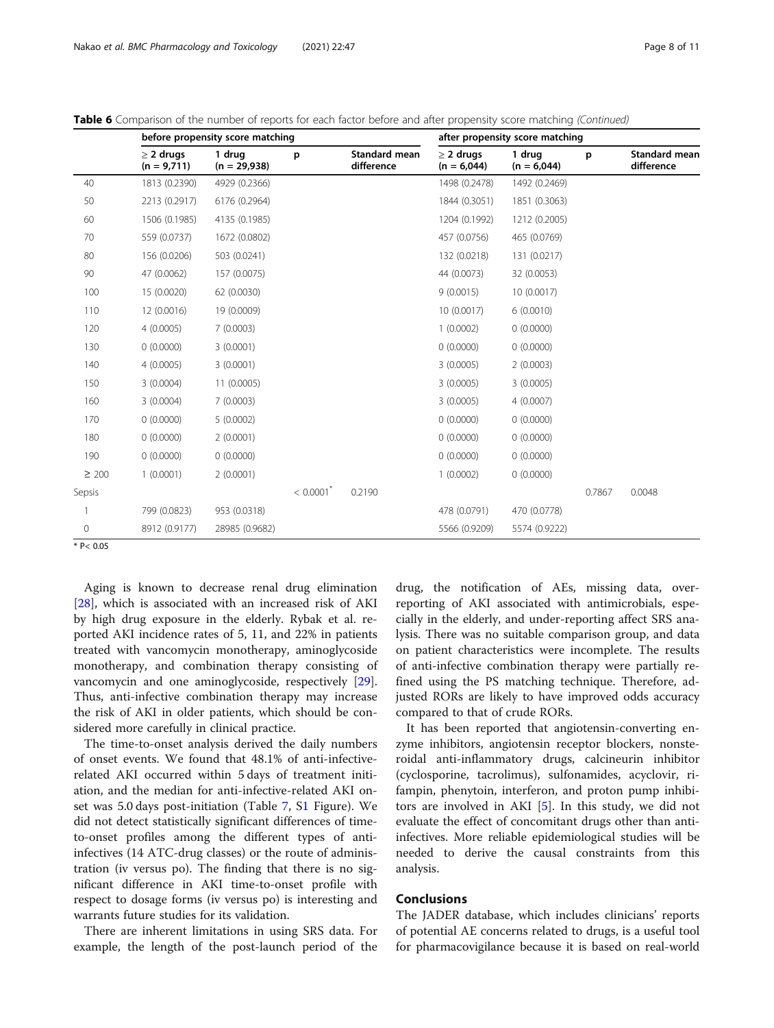**Table 6** Comparison of the number of reports for each factor before and after propensity score matching *(Continued)*

| | before propensity score matching | | | | after propensity score matching | | | |
|---|---|---|---|---|---|---|---|---|
| | ≥ 2 drugs (n = 9,711) | 1 drug (n = 29,938) | p | Standard mean difference | ≥ 2 drugs (n = 6,044) | 1 drug (n = 6,044) | p | Standard mean difference |
| 40 | 1813 (0.2390) | 4929 (0.2366) | | | 1498 (0.2478) | 1492 (0.2469) | | |
| 50 | 2213 (0.2917) | 6176 (0.2964) | | | 1844 (0.3051) | 1851 (0.3063) | | |
| 60 | 1506 (0.1985) | 4135 (0.1985) | | | 1204 (0.1992) | 1212 (0.2005) | | |
| 70 | 559 (0.0737) | 1672 (0.0802) | | | 457 (0.0756) | 465 (0.0769) | | |
| 80 | 156 (0.0206) | 503 (0.0241) | | | 132 (0.0218) | 131 (0.0217) | | |
| 90 | 47 (0.0062) | 157 (0.0075) | | | 44 (0.0073) | 32 (0.0053) | | |
| 100 | 15 (0.0020) | 62 (0.0030) | | | 9 (0.0015) | 10 (0.0017) | | |
| 110 | 12 (0.0016) | 19 (0.0009) | | | 10 (0.0017) | 6 (0.0010) | | |
| 120 | 4 (0.0005) | 7 (0.0003) | | | 1 (0.0002) | 0 (0.0000) | | |
| 130 | 0 (0.0000) | 3 (0.0001) | | | 0 (0.0000) | 0 (0.0000) | | |
| 140 | 4 (0.0005) | 3 (0.0001) | | | 3 (0.0005) | 2 (0.0003) | | |
| 150 | 3 (0.0004) | 11 (0.0005) | | | 3 (0.0005) | 3 (0.0005) | | |
| 160 | 3 (0.0004) | 7 (0.0003) | | | 3 (0.0005) | 4 (0.0007) | | |
| 170 | 0 (0.0000) | 5 (0.0002) | | | 0 (0.0000) | 0 (0.0000) | | |
| 180 | 0 (0.0000) | 2 (0.0001) | | | 0 (0.0000) | 0 (0.0000) | | |
| 190 | 0 (0.0000) | 0 (0.0000) | | | 0 (0.0000) | 0 (0.0000) | | |
| ≥ 200 | 1 (0.0001) | 2 (0.0001) | | | 1 (0.0002) | 0 (0.0000) | | |
| Sepsis | | | < 0.0001* | 0.2190 | | | 0.7867 | 0.0048 |
| 1 | 799 (0.0823) | 953 (0.0318) | | | 478 (0.0791) | 470 (0.0778) | | |
| 0 | 8912 (0.9177) | 28985 (0.9682) | | | 5566 (0.9209) | 5574 (0.9222) | | |

* P< 0.05

Aging is known to decrease renal drug elimination [28], which is associated with an increased risk of AKI by high drug exposure in the elderly. Rybak et al. reported AKI incidence rates of 5, 11, and 22% in patients treated with vancomycin monotherapy, aminoglycoside monotherapy, and combination therapy consisting of vancomycin and one aminoglycoside, respectively [29]. Thus, anti-infective combination therapy may increase the risk of AKI in older patients, which should be considered more carefully in clinical practice.

The time-to-onset analysis derived the daily numbers of onset events. We found that 48.1% of anti-infective-related AKI occurred within 5 days of treatment initiation, and the median for anti-infective-related AKI onset was 5.0 days post-initiation (Table 7, S1 Figure). We did not detect statistically significant differences of time-to-onset profiles among the different types of anti-infectives (14 ATC-drug classes) or the route of administration (iv versus po). The finding that there is no significant difference in AKI time-to-onset profile with respect to dosage forms (iv versus po) is interesting and warrants future studies for its validation.

There are inherent limitations in using SRS data. For example, the length of the post-launch period of the drug, the notification of AEs, missing data, over-reporting of AKI associated with antimicrobials, especially in the elderly, and under-reporting affect SRS analysis. There was no suitable comparison group, and data on patient characteristics were incomplete. The results of anti-infective combination therapy were partially refined using the PS matching technique. Therefore, adjusted RORs are likely to have improved odds accuracy compared to that of crude RORs.

It has been reported that angiotensin-converting enzyme inhibitors, angiotensin receptor blockers, nonsteroidal anti-inflammatory drugs, calcineurin inhibitor (cyclosporine, tacrolimus), sulfonamides, acyclovir, rifampin, phenytoin, interferon, and proton pump inhibitors are involved in AKI [5]. In this study, we did not evaluate the effect of concomitant drugs other than anti-infectives. More reliable epidemiological studies will be needed to derive the causal constraints from this analysis.

## Conclusions

The JADER database, which includes clinicians' reports of potential AE concerns related to drugs, is a useful tool for pharmacovigilance because it is based on real-world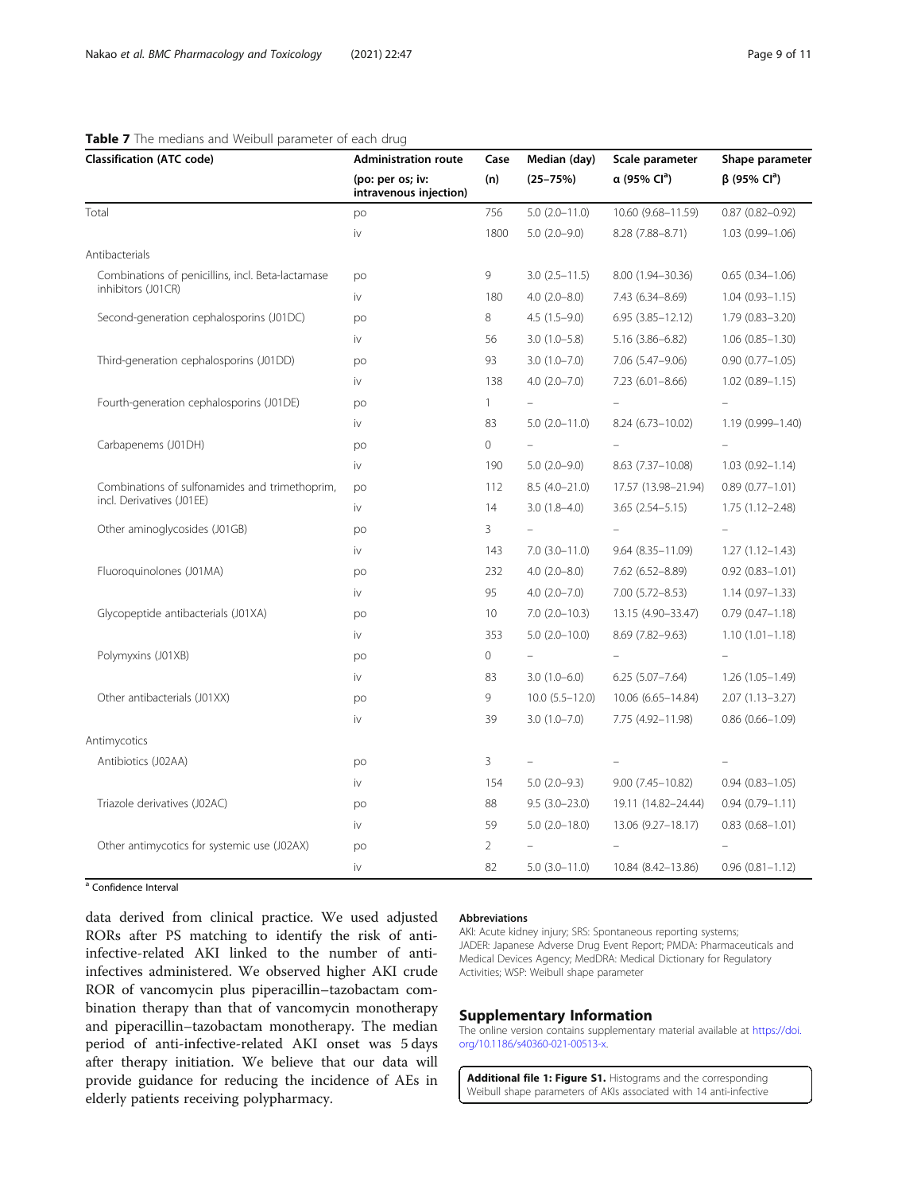**Table 7** The medians and Weibull parameter of each drug

| Classification (ATC code) | Administration route (po: per os; iv: intravenous injection) | Case (n) | Median (day) (25–75%) | Scale parameter α (95% CI[a]) | Shape parameter β (95% CI[a]) |
|---|---|---|---|---|---|
| Total | po | 756 | 5.0 (2.0–11.0) | 10.60 (9.68–11.59) | 0.87 (0.82–0.92) |
| | iv | 1800 | 5.0 (2.0–9.0) | 8.28 (7.88–8.71) | 1.03 (0.99–1.06) |
| Antibacterials | | | | | |
| Combinations of penicillins, incl. Beta-lactamase inhibitors (J01CR) | po | 9 | 3.0 (2.5–11.5) | 8.00 (1.94–30.36) | 0.65 (0.34–1.06) |
| | iv | 180 | 4.0 (2.0–8.0) | 7.43 (6.34–8.69) | 1.04 (0.93–1.15) |
| Second-generation cephalosporins (J01DC) | po | 8 | 4.5 (1.5–9.0) | 6.95 (3.85–12.12) | 1.79 (0.83–3.20) |
| | iv | 56 | 3.0 (1.0–5.8) | 5.16 (3.86–6.82) | 1.06 (0.85–1.30) |
| Third-generation cephalosporins (J01DD) | po | 93 | 3.0 (1.0–7.0) | 7.06 (5.47–9.06) | 0.90 (0.77–1.05) |
| | iv | 138 | 4.0 (2.0–7.0) | 7.23 (6.01–8.66) | 1.02 (0.89–1.15) |
| Fourth-generation cephalosporins (J01DE) | po | 1 | – | – | – |
| | iv | 83 | 5.0 (2.0–11.0) | 8.24 (6.73–10.02) | 1.19 (0.999–1.40) |
| Carbapenems (J01DH) | po | 0 | – | – | – |
| | iv | 190 | 5.0 (2.0–9.0) | 8.63 (7.37–10.08) | 1.03 (0.92–1.14) |
| Combinations of sulfonamides and trimethoprim, incl. Derivatives (J01EE) | po | 112 | 8.5 (4.0–21.0) | 17.57 (13.98–21.94) | 0.89 (0.77–1.01) |
| | iv | 14 | 3.0 (1.8–4.0) | 3.65 (2.54–5.15) | 1.75 (1.12–2.48) |
| Other aminoglycosides (J01GB) | po | 3 | – | – | – |
| | iv | 143 | 7.0 (3.0–11.0) | 9.64 (8.35–11.09) | 1.27 (1.12–1.43) |
| Fluoroquinolones (J01MA) | po | 232 | 4.0 (2.0–8.0) | 7.62 (6.52–8.89) | 0.92 (0.83–1.01) |
| | iv | 95 | 4.0 (2.0–7.0) | 7.00 (5.72–8.53) | 1.14 (0.97–1.33) |
| Glycopeptide antibacterials (J01XA) | po | 10 | 7.0 (2.0–10.3) | 13.15 (4.90–33.47) | 0.79 (0.47–1.18) |
| | iv | 353 | 5.0 (2.0–10.0) | 8.69 (7.82–9.63) | 1.10 (1.01–1.18) |
| Polymyxins (J01XB) | po | 0 | – | – | – |
| | iv | 83 | 3.0 (1.0–6.0) | 6.25 (5.07–7.64) | 1.26 (1.05–1.49) |
| Other antibacterials (J01XX) | po | 9 | 10.0 (5.5–12.0) | 10.06 (6.65–14.84) | 2.07 (1.13–3.27) |
| | iv | 39 | 3.0 (1.0–7.0) | 7.75 (4.92–11.98) | 0.86 (0.66–1.09) |
| Antimycotics | | | | | |
| Antibiotics (J02AA) | po | 3 | – | – | – |
| | iv | 154 | 5.0 (2.0–9.3) | 9.00 (7.45–10.82) | 0.94 (0.83–1.05) |
| Triazole derivatives (J02AC) | po | 88 | 9.5 (3.0–23.0) | 19.11 (14.82–24.44) | 0.94 (0.79–1.11) |
| | iv | 59 | 5.0 (2.0–18.0) | 13.06 (9.27–18.17) | 0.83 (0.68–1.01) |
| Other antimycotics for systemic use (J02AX) | po | 2 | – | – | – |
| | iv | 82 | 5.0 (3.0–11.0) | 10.84 (8.42–13.86) | 0.96 (0.81–1.12) |

[a] Confidence Interval

data derived from clinical practice. We used adjusted RORs after PS matching to identify the risk of anti-infective-related AKI linked to the number of anti-infectives administered. We observed higher AKI crude ROR of vancomycin plus piperacillin–tazobactam combination therapy than that of vancomycin monotherapy and piperacillin–tazobactam monotherapy. The median period of anti-infective-related AKI onset was 5 days after therapy initiation. We believe that our data will provide guidance for reducing the incidence of AEs in elderly patients receiving polypharmacy.

#### Abbreviations

AKI: Acute kidney injury; SRS: Spontaneous reporting systems; JADER: Japanese Adverse Drug Event Report; PMDA: Pharmaceuticals and Medical Devices Agency; MedDRA: Medical Dictionary for Regulatory Activities; WSP: Weibull shape parameter

## Supplementary Information

The online version contains supplementary material available at https://doi.org/10.1186/s40360-021-00513-x.

**Additional file 1: Figure S1.** Histograms and the corresponding Weibull shape parameters of AKIs associated with 14 anti-infective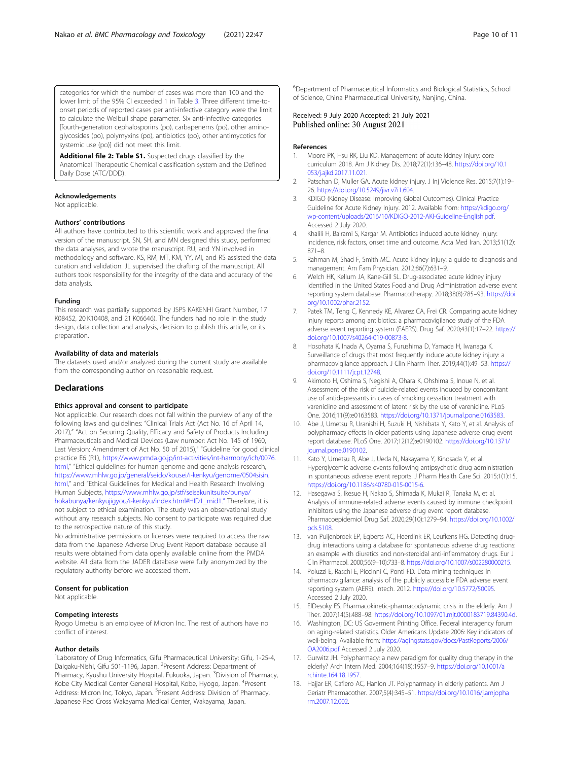categories for which the number of cases was more than 100 and the lower limit of the 95% CI exceeded 1 in Table 3. Three different time-to-onset periods of reported cases per anti-infective category were the limit to calculate the Weibull shape parameter. Six anti-infective categories [fourth-generation cephalosporins (po), carbapenems (po), other amino-glycosides (po), polymyxins (po), antibiotics (po), other antimycotics for systemic use (po)] did not meet this limit.

**Additional file 2: Table S1.** Suspected drugs classified by the Anatomical Therapeutic Chemical classification system and the Defined Daily Dose (ATC/DDD).

### Acknowledgements
Not applicable.

### Authors' contributions
All authors have contributed to this scientific work and approved the final version of the manuscript. SN, SH, and MN designed this study, performed the data analyses, and wrote the manuscript. RU, and YN involved in methodology and software. KS, RM, MT, KM, YY, MI, and RS assisted the data curation and validation. JL supervised the drafting of the manuscript. All authors took responsibility for the integrity of the data and accuracy of the data analysis.

### Funding
This research was partially supported by JSPS KAKENHI Grant Number, 17 K08452, 20 K10408, and 21 K06646). The funders had no role in the study design, data collection and analysis, decision to publish this article, or its preparation.

### Availability of data and materials
The datasets used and/or analyzed during the current study are available from the corresponding author on reasonable request.

## Declarations

### Ethics approval and consent to participate
Not applicable. Our research does not fall within the purview of any of the following laws and guidelines: "Clinical Trials Act (Act No. 16 of April 14, 2017)," "Act on Securing Quality, Efficacy and Safety of Products Including Pharmaceuticals and Medical Devices (Law number: Act No. 145 of 1960, Last Version: Amendment of Act No. 50 of 2015)," "Guideline for good clinical practice E6 (R1), https://www.pmda.go.jp/int-activities/int-harmony/ich/0076.html," "Ethical guidelines for human genome and gene analysis research, https://www.mhlw.go.jp/general/seido/kousei/i-kenkyu/genome/0504sisin.html," and "Ethical Guidelines for Medical and Health Research Involving Human Subjects, https://www.mhlw.go.jp/stf/seisakunitsuite/bunya/hokabunya/kenkyujigyou/i-kenkyu/index.html#HID1_mid1." Therefore, it is not subject to ethical examination. The study was an observational study without any research subjects. No consent to participate was required due to the retrospective nature of this study.
No administrative permissions or licenses were required to access the raw data from the Japanese Adverse Drug Event Report database because all results were obtained from data openly available online from the PMDA website. All data from the JADER database were fully anonymized by the regulatory authority before we accessed them.

### Consent for publication
Not applicable.

### Competing interests
Ryogo Umetsu is an employee of Micron Inc. The rest of authors have no conflict of interest.

### Author details
[1]Laboratory of Drug Informatics, Gifu Pharmaceutical University; Gifu, 1-25-4, Daigaku-Nishi, Gifu 501-1196, Japan. [2]Present Address: Department of Pharmacy, Kyushu University Hospital, Fukuoka, Japan. [3]Division of Pharmacy, Kobe City Medical Center General Hospital, Kobe, Hyogo, Japan. [4]Present Address: Micron Inc, Tokyo, Japan. [5]Present Address: Division of Pharmacy, Japanese Red Cross Wakayama Medical Center, Wakayama, Japan. [6]Department of Pharmaceutical Informatics and Biological Statistics, School of Science, China Pharmaceutical University, Nanjing, China.

Received: 9 July 2020 Accepted: 21 July 2021
Published online: 30 August 2021

### References
1. Moore PK, Hsu RK, Liu KD. Management of acute kidney injury: core curriculum 2018. Am J Kidney Dis. 2018;72(1):136–48. https://doi.org/10.1053/j.ajkd.2017.11.021.
2. Patschan D, Muller GA. Acute kidney injury. J Inj Violence Res. 2015;7(1):19–26. https://doi.org/10.5249/jivr.v7i1.604.
3. KDIGO (Kidney Disease: Improving Global Outcomes). Clinical Practice Guideline for Acute Kidney Injury. 2012. Available from: https://kdigo.org/wp-content/uploads/2016/10/KDIGO-2012-AKI-Guideline-English.pdf. Accessed 2 July 2020.
4. Khalili H, Bairami S, Kargar M. Antibiotics induced acute kidney injury: incidence, risk factors, onset time and outcome. Acta Med Iran. 2013;51(12):871–8.
5. Rahman M, Shad F, Smith MC. Acute kidney injury: a guide to diagnosis and management. Am Fam Physician. 2012;86(7):631–9.
6. Welch HK, Kellum JA, Kane-Gill SL. Drug-associated acute kidney injury identified in the United States Food and Drug Administration adverse event reporting system database. Pharmacotherapy. 2018;38(8):785–93. https://doi.org/10.1002/phar.2152.
7. Patek TM, Teng C, Kennedy KE, Alvarez CA, Frei CR. Comparing acute kidney injury reports among antibiotics: a pharmacovigilance study of the FDA adverse event reporting system (FAERS). Drug Saf. 2020;43(1):17–22. https://doi.org/10.1007/s40264-019-00873-8.
8. Hosohata K, Inada A, Oyama S, Furushima D, Yamada H, Iwanaga K. Surveillance of drugs that most frequently induce acute kidney injury: a pharmacovigilance approach. J Clin Pharm Ther. 2019;44(1):49–53. https://doi.org/10.1111/jcpt.12748.
9. Akimoto H, Oshima S, Negishi A, Ohara K, Ohshima S, Inoue N, et al. Assessment of the risk of suicide-related events induced by concomitant use of antidepressants in cases of smoking cessation treatment with varenicline and assessment of latent risk by the use of varenicline. PLoS One. 2016;11(9):e0163583. https://doi.org/10.1371/journal.pone.0163583.
10. Abe J, Umetsu R, Uranishi H, Suzuki H, Nishibata Y, Kato Y, et al. Analysis of polypharmacy effects in older patients using Japanese adverse drug event report database. PLoS One. 2017;12(12):e0190102. https://doi.org/10.1371/journal.pone.0190102.
11. Kato Y, Umetsu R, Abe J, Ueda N, Nakayama Y, Kinosada Y, et al. Hyperglycemic adverse events following antipsychotic drug administration in spontaneous adverse event reports. J Pharm Health Care Sci. 2015;1(1):15. https://doi.org/10.1186/s40780-015-0015-6.
12. Hasegawa S, Ikesue H, Nakao S, Shimada K, Mukai R, Tanaka M, et al. Analysis of immune-related adverse events caused by immune checkpoint inhibitors using the Japanese adverse drug event report database. Pharmacoepidemiol Drug Saf. 2020;29(10):1279–94. https://doi.org/10.1002/pds.5108.
13. van Puijenbroek EP, Egberts AC, Heerdink ER, Leufkens HG. Detecting drug-drug interactions using a database for spontaneous adverse drug reactions: an example with diuretics and non-steroidal anti-inflammatory drugs. Eur J Clin Pharmacol. 2000;56(9–10):733–8. https://doi.org/10.1007/s002280000215.
14. Poluzzi E, Raschi E, Piccinni C, Ponti FD. Data mining techniques in pharmacovigilance: analysis of the publicly accessible FDA adverse event reporting system (AERS). Intech. 2012. https://doi.org/10.5772/50095. Accessed 2 July 2020.
15. ElDesoky ES. Pharmacokinetic-pharmacodynamic crisis in the elderly. Am J Ther. 2007;14(5):488–98. https://doi.org/10.1097/01.mjt.0000183719.84390.4d.
16. Washington, DC: US Goverment Printing Office. Federal interagency forum on aging-related statistics. Older Americans Update 2006: Key indicators of well-being. Available from: https://agingstats.gov/docs/PastReports/2006/OA2006.pdf Accessed 2 July 2020.
17. Gurwitz JH. Polypharmacy: a new paradigm for quality drug therapy in the elderly? Arch Intern Med. 2004;164(18):1957–9. https://doi.org/10.1001/archinte.164.18.1957.
18. Hajjar ER, Cafiero AC, Hanlon JT. Polypharmacy in elderly patients. Am J Geriatr Pharmacother. 2007;5(4):345–51. https://doi.org/10.1016/j.amjopharm.2007.12.002.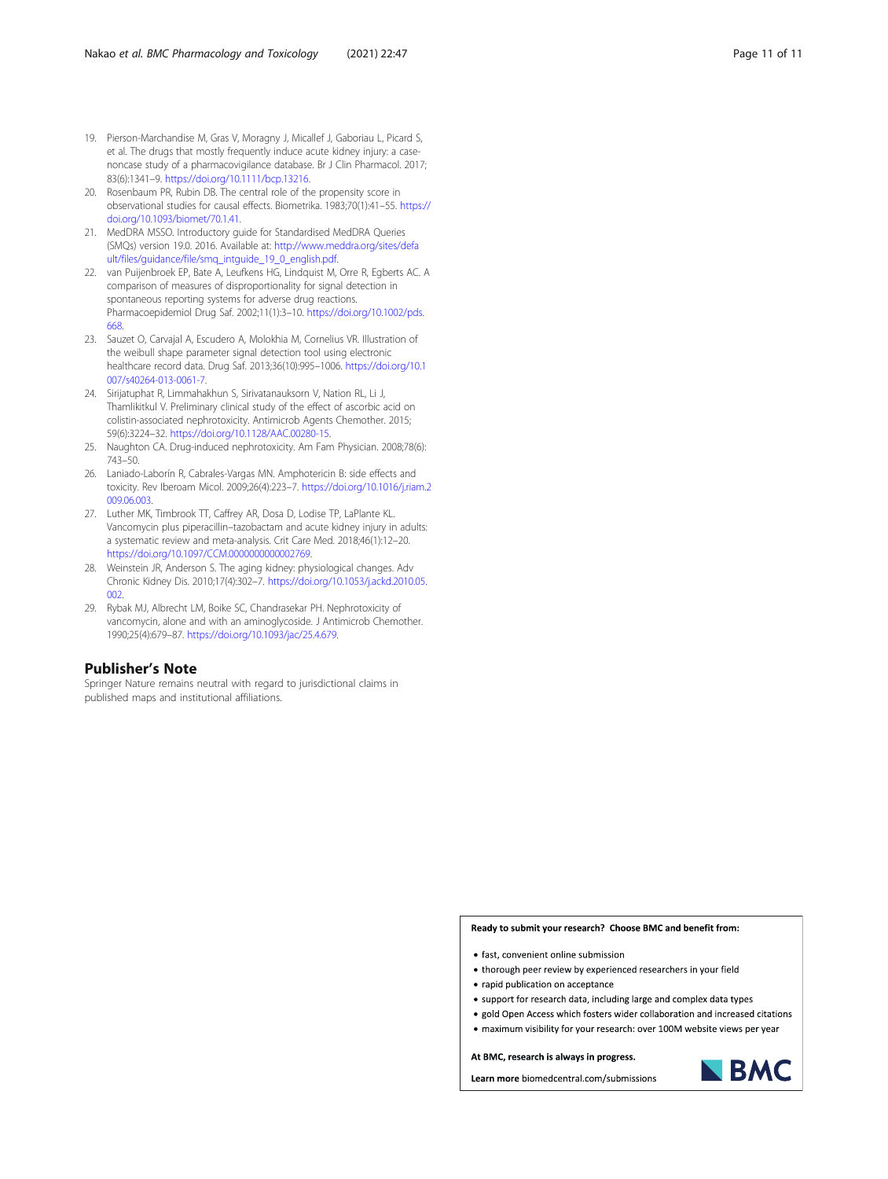19. Pierson-Marchandise M, Gras V, Moragny J, Micallef J, Gaboriau L, Picard S, et al. The drugs that mostly frequently induce acute kidney injury: a case-noncase study of a pharmacovigilance database. Br J Clin Pharmacol. 2017; 83(6):1341–9. https://doi.org/10.1111/bcp.13216.
20. Rosenbaum PR, Rubin DB. The central role of the propensity score in observational studies for causal effects. Biometrika. 1983;70(1):41–55. https://doi.org/10.1093/biomet/70.1.41.
21. MedDRA MSSO. Introductory guide for Standardised MedDRA Queries (SMQs) version 19.0. 2016. Available at: http://www.meddra.org/sites/default/files/guidance/file/smq_intguide_19_0_english.pdf.
22. van Puijenbroek EP, Bate A, Leufkens HG, Lindquist M, Orre R, Egberts AC. A comparison of measures of disproportionality for signal detection in spontaneous reporting systems for adverse drug reactions. Pharmacoepidemiol Drug Saf. 2002;11(1):3–10. https://doi.org/10.1002/pds.668.
23. Sauzet O, Carvajal A, Escudero A, Molokhia M, Cornelius VR. Illustration of the weibull shape parameter signal detection tool using electronic healthcare record data. Drug Saf. 2013;36(10):995–1006. https://doi.org/10.1007/s40264-013-0061-7.
24. Sirijatuphat R, Limmahakhun S, Sirivatanauksorn V, Nation RL, Li J, Thamlikitkul V. Preliminary clinical study of the effect of ascorbic acid on colistin-associated nephrotoxicity. Antimicrob Agents Chemother. 2015; 59(6):3224–32. https://doi.org/10.1128/AAC.00280-15.
25. Naughton CA. Drug-induced nephrotoxicity. Am Fam Physician. 2008;78(6): 743–50.
26. Laniado-Laborín R, Cabrales-Vargas MN. Amphotericin B: side effects and toxicity. Rev Iberoam Micol. 2009;26(4):223–7. https://doi.org/10.1016/j.riam.2009.06.003.
27. Luther MK, Timbrook TT, Caffrey AR, Dosa D, Lodise TP, LaPlante KL. Vancomycin plus piperacillin–tazobactam and acute kidney injury in adults: a systematic review and meta-analysis. Crit Care Med. 2018;46(1):12–20. https://doi.org/10.1097/CCM.0000000000002769.
28. Weinstein JR, Anderson S. The aging kidney: physiological changes. Adv Chronic Kidney Dis. 2010;17(4):302–7. https://doi.org/10.1053/j.ackd.2010.05.002.
29. Rybak MJ, Albrecht LM, Boike SC, Chandrasekar PH. Nephrotoxicity of vancomycin, alone and with an aminoglycoside. J Antimicrob Chemother. 1990;25(4):679–87. https://doi.org/10.1093/jac/25.4.679.

## Publisher's Note

Springer Nature remains neutral with regard to jurisdictional claims in published maps and institutional affiliations.

**Ready to submit your research? Choose BMC and benefit from:**

- fast, convenient online submission
- thorough peer review by experienced researchers in your field
- rapid publication on acceptance
- support for research data, including large and complex data types
- gold Open Access which fosters wider collaboration and increased citations
- maximum visibility for your research: over 100M website views per year

**At BMC, research is always in progress.**

**Learn more** biomedcentral.com/submissions

BMC